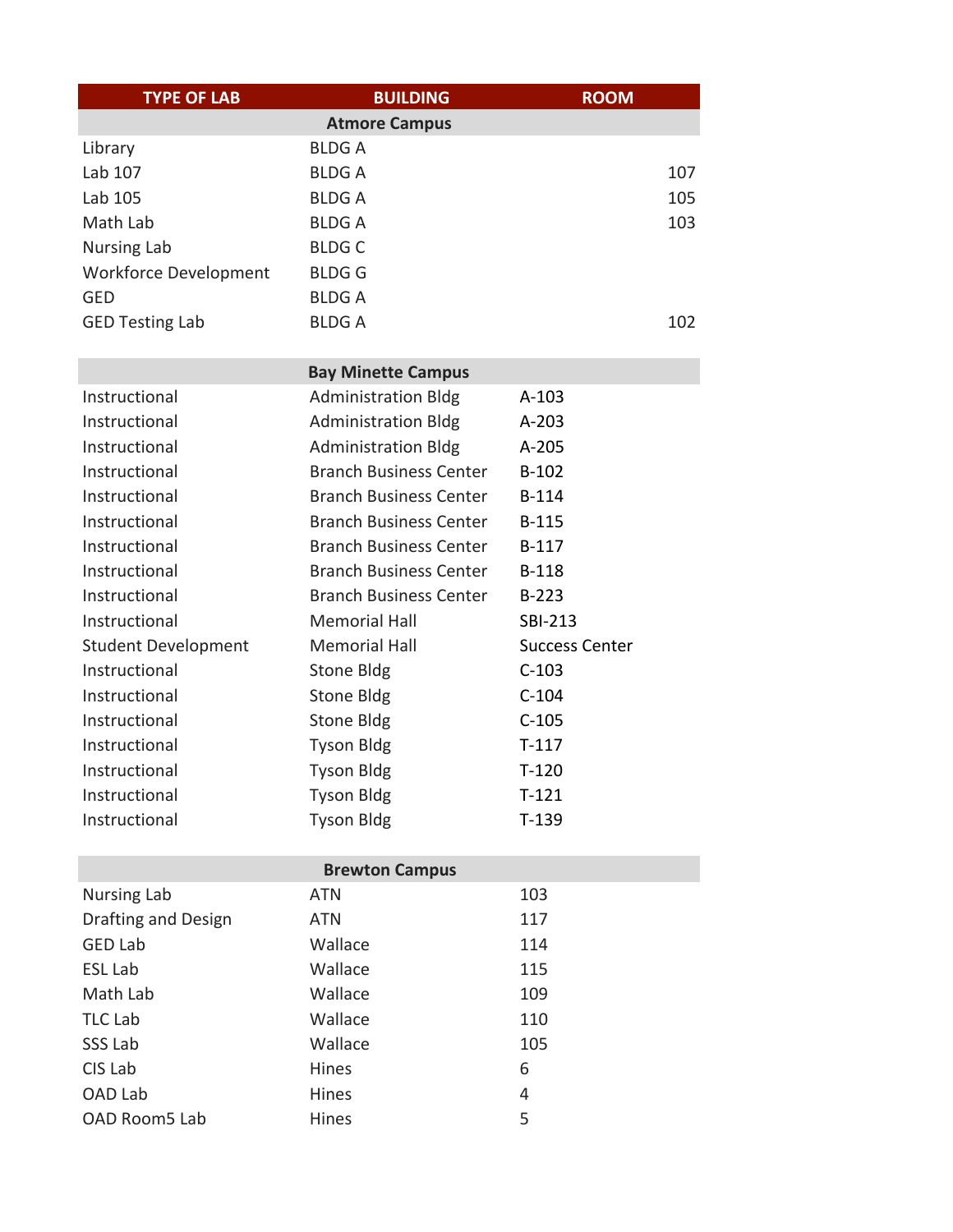| TYPE OF LAB | BUILDING | ROOM |
|---|---|---|
| **Atmore Campus** | | |
| Library | BLDG A | |
| Lab 107 | BLDG A | 107 |
| Lab 105 | BLDG A | 105 |
| Math Lab | BLDG A | 103 |
| Nursing Lab | BLDG C | |
| Workforce Development | BLDG G | |
| GED | BLDG A | |
| GED Testing Lab | BLDG A | 102 |
| **Bay Minette Campus** | | |
| Instructional | Administration Bldg | A-103 |
| Instructional | Administration Bldg | A-203 |
| Instructional | Administration Bldg | A-205 |
| Instructional | Branch Business Center | B-102 |
| Instructional | Branch Business Center | B-114 |
| Instructional | Branch Business Center | B-115 |
| Instructional | Branch Business Center | B-117 |
| Instructional | Branch Business Center | B-118 |
| Instructional | Branch Business Center | B-223 |
| Instructional | Memorial Hall | SBI-213 |
| Student Development | Memorial Hall | Success Center |
| Instructional | Stone Bldg | C-103 |
| Instructional | Stone Bldg | C-104 |
| Instructional | Stone Bldg | C-105 |
| Instructional | Tyson Bldg | T-117 |
| Instructional | Tyson Bldg | T-120 |
| Instructional | Tyson Bldg | T-121 |
| Instructional | Tyson Bldg | T-139 |
| **Brewton Campus** | | |
| Nursing Lab | ATN | 103 |
| Drafting and Design | ATN | 117 |
| GED Lab | Wallace | 114 |
| ESL Lab | Wallace | 115 |
| Math Lab | Wallace | 109 |
| TLC Lab | Wallace | 110 |
| SSS Lab | Wallace | 105 |
| CIS Lab | Hines | 6 |
| OAD Lab | Hines | 4 |
| OAD Room5 Lab | Hines | 5 |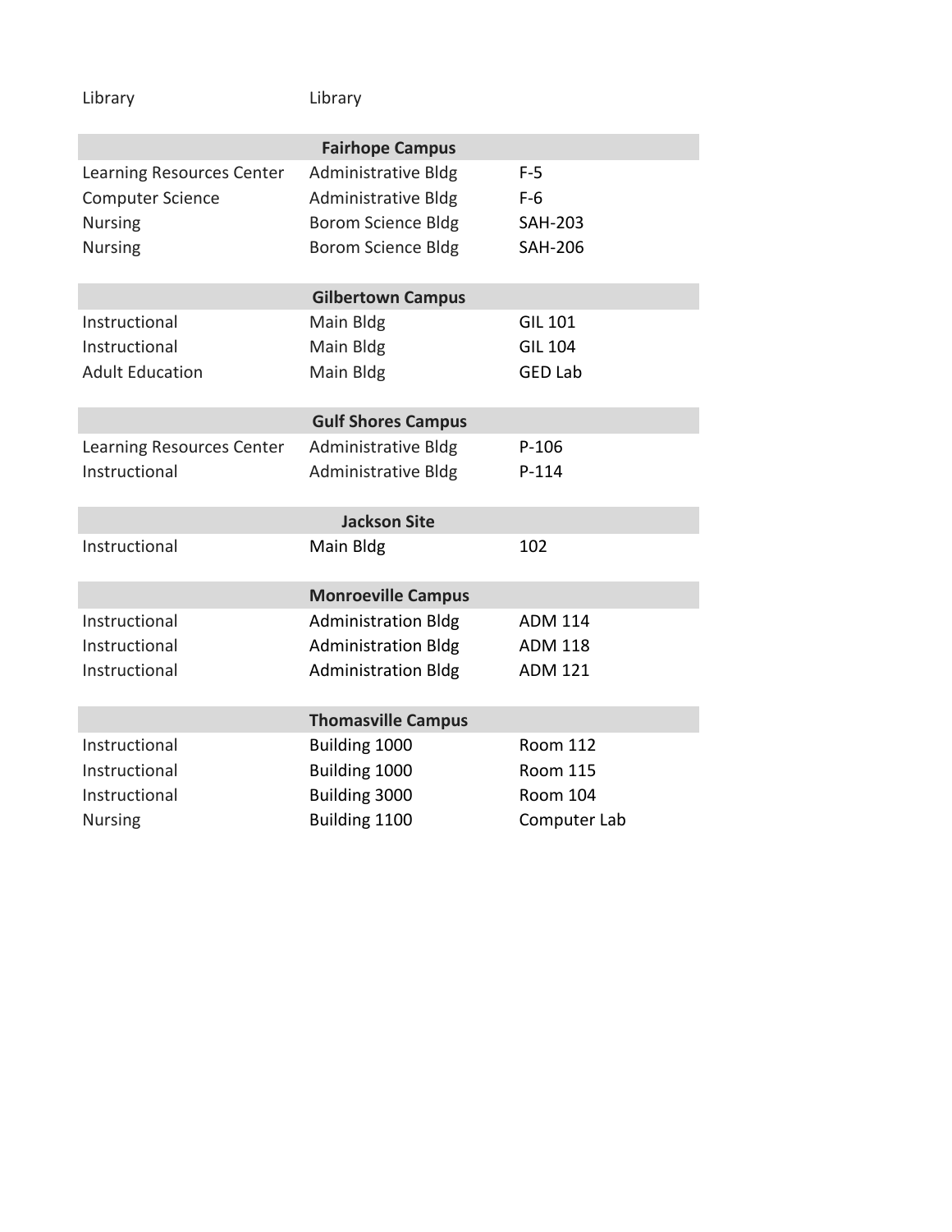| | | |
|---|---|---|
| Library | Library | |
| **Fairhope Campus** | | |
| Learning Resources Center | Administrative Bldg | F-5 |
| Computer Science | Administrative Bldg | F-6 |
| Nursing | Borom Science Bldg | SAH-203 |
| Nursing | Borom Science Bldg | SAH-206 |
| **Gilbertown Campus** | | |
| Instructional | Main Bldg | GIL 101 |
| Instructional | Main Bldg | GIL 104 |
| Adult Education | Main Bldg | GED Lab |
| **Gulf Shores Campus** | | |
| Learning Resources Center | Administrative Bldg | P-106 |
| Instructional | Administrative Bldg | P-114 |
| **Jackson Site** | | |
| Instructional | Main Bldg | 102 |
| **Monroeville Campus** | | |
| Instructional | Administration Bldg | ADM 114 |
| Instructional | Administration Bldg | ADM 118 |
| Instructional | Administration Bldg | ADM 121 |
| **Thomasville Campus** | | |
| Instructional | Building 1000 | Room 112 |
| Instructional | Building 1000 | Room 115 |
| Instructional | Building 3000 | Room 104 |
| Nursing | Building 1100 | Computer Lab |